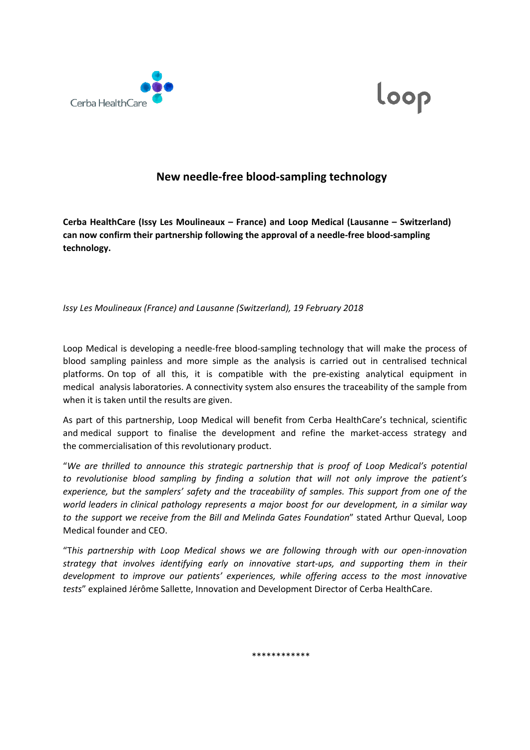# New needle-free blood-sampling technology

**Cerba HealthCare (Issy Les Moulineaux – France) and Loop Medical (Lausanne – Switzerland) can now confirm their partnership following the approval of a needle-free blood-sampling technology.**

*Issy Les Moulineaux (France) and Lausanne (Switzerland), 19 February 2018*

Loop Medical is developing a needle-free blood-sampling technology that will make the process of blood sampling painless and more simple as the analysis is carried out in centralised technical platforms. On top of all this, it is compatible with the pre-existing analytical equipment in medical analysis laboratories. A connectivity system also ensures the traceability of the sample from when it is taken until the results are given.

As part of this partnership, Loop Medical will benefit from Cerba HealthCare's technical, scientific and medical support to finalise the development and refine the market-access strategy and the commercialisation of this revolutionary product.

"*We are thrilled to announce this strategic partnership that is proof of Loop Medical's potential to revolutionise blood sampling by finding a solution that will not only improve the patient's experience, but the samplers' safety and the traceability of samples. This support from one of the world leaders in clinical pathology represents a major boost for our development, in a similar way to the support we receive from the Bill and Melinda Gates Foundation*" stated Arthur Queval, Loop Medical founder and CEO.

"T*his partnership with Loop Medical shows we are following through with our open-innovation strategy that involves identifying early on innovative start-ups, and supporting them in their development to improve our patients' experiences, while offering access to the most innovative tests*" explained Jérôme Sallette, Innovation and Development Director of Cerba HealthCare.

************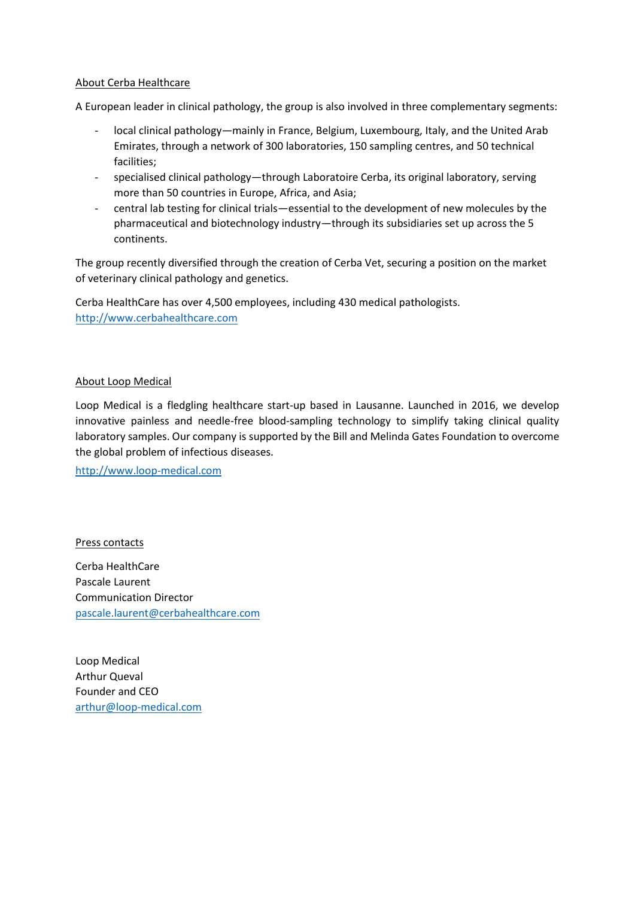About Cerba Healthcare

A European leader in clinical pathology, the group is also involved in three complementary segments:

- local clinical pathology—mainly in France, Belgium, Luxembourg, Italy, and the United Arab Emirates, through a network of 300 laboratories, 150 sampling centres, and 50 technical facilities;
- specialised clinical pathology—through Laboratoire Cerba, its original laboratory, serving more than 50 countries in Europe, Africa, and Asia;
- central lab testing for clinical trials—essential to the development of new molecules by the pharmaceutical and biotechnology industry—through its subsidiaries set up across the 5 continents.

The group recently diversified through the creation of Cerba Vet, securing a position on the market of veterinary clinical pathology and genetics.

Cerba HealthCare has over 4,500 employees, including 430 medical pathologists.
http://www.cerbahealthcare.com

About Loop Medical

Loop Medical is a fledgling healthcare start-up based in Lausanne. Launched in 2016, we develop innovative painless and needle-free blood-sampling technology to simplify taking clinical quality laboratory samples. Our company is supported by the Bill and Melinda Gates Foundation to overcome the global problem of infectious diseases.

http://www.loop-medical.com

Press contacts

Cerba HealthCare
Pascale Laurent
Communication Director
pascale.laurent@cerbahealthcare.com

Loop Medical
Arthur Queval
Founder and CEO
arthur@loop-medical.com